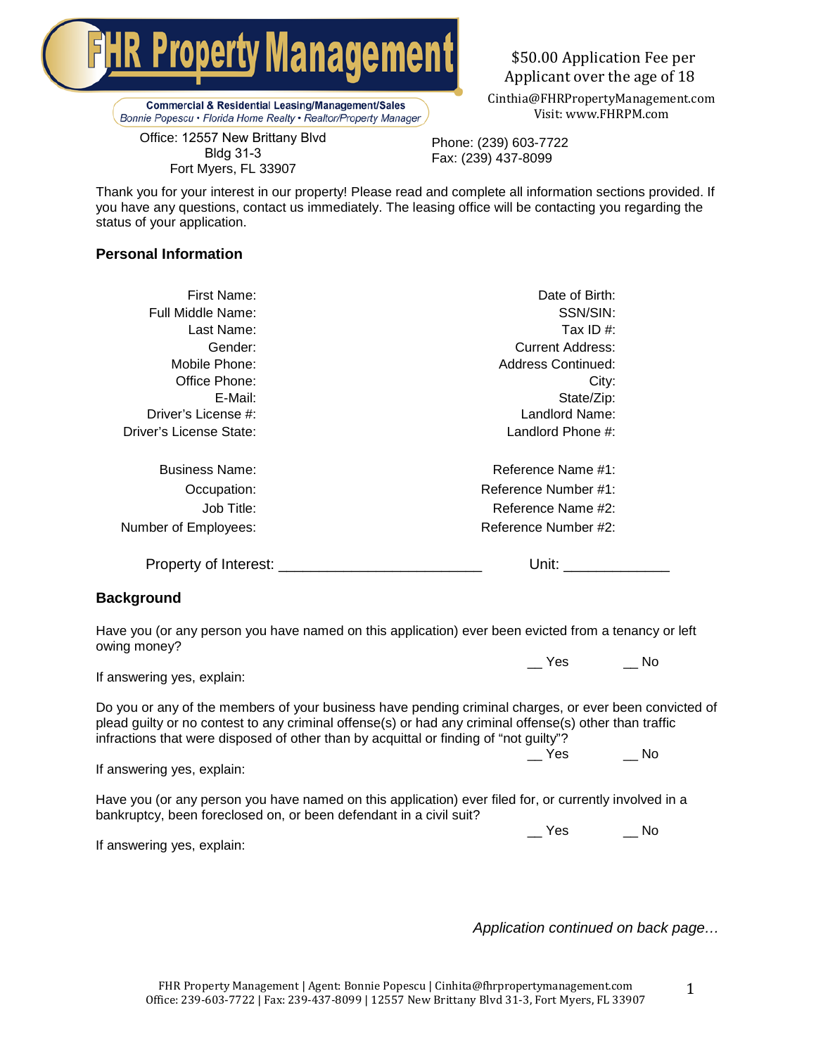# FHR Property Management

**Commercial & Residential Leasing/Management/Sales**
*Bonnie Popescu • Florida Home Realty • Realtor/Property Manager*

Office: 12557 New Brittany Blvd
Bldg 31-3
Fort Myers, FL 33907

$50.00 Application Fee per Applicant over the age of 18

Cinthia@FHRPropertyManagement.com
Visit: www.FHRPM.com

Phone: (239) 603-7722
Fax: (239) 437-8099

Thank you for your interest in our property! Please read and complete all information sections provided. If you have any questions, contact us immediately. The leasing office will be contacting you regarding the status of your application.

## Personal Information

| | | | |
|---|---|---|---|
| First Name: | | Date of Birth: | |
| Full Middle Name: | | SSN/SIN: | |
| Last Name: | | Tax ID #: | |
| Gender: | | Current Address: | |
| Mobile Phone: | | Address Continued: | |
| Office Phone: | | City: | |
| E-Mail: | | State/Zip: | |
| Driver's License #: | | Landlord Name: | |
| Driver's License State: | | Landlord Phone #: | |
| Business Name: | | Reference Name #1: | |
| Occupation: | | Reference Number #1: | |
| Job Title: | | Reference Name #2: | |
| Number of Employees: | | Reference Number #2: | |

Property of Interest: ________________________ Unit: ____________

## Background

Have you (or any person you have named on this application) ever been evicted from a tenancy or left owing money?

__ Yes __ No

If answering yes, explain:

Do you or any of the members of your business have pending criminal charges, or ever been convicted of plead guilty or no contest to any criminal offense(s) or had any criminal offense(s) other than traffic infractions that were disposed of other than by acquittal or finding of "not guilty"?

__ Yes __ No

If answering yes, explain:

Have you (or any person you have named on this application) ever filed for, or currently involved in a bankruptcy, been foreclosed on, or been defendant in a civil suit?

__ Yes __ No

If answering yes, explain:

*Application continued on back page…*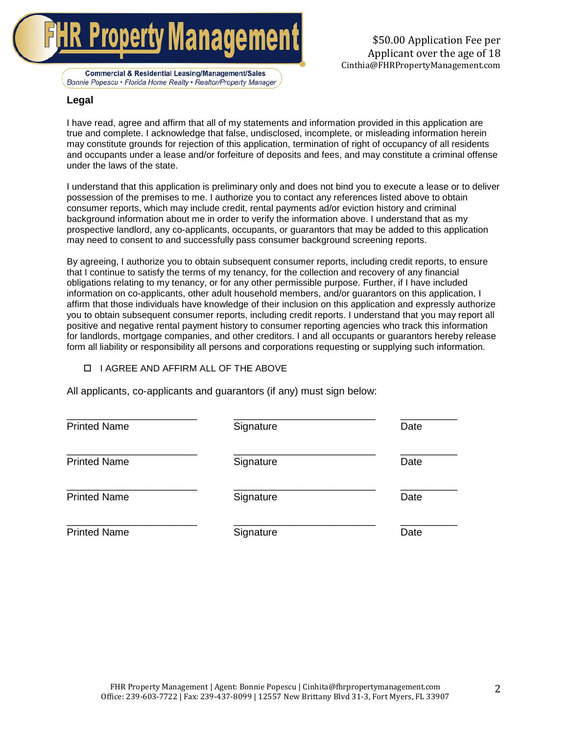FHR Property Management

Commercial & Residential Leasing/Management/Sales
*Bonnie Popescu • Florida Home Realty • Realtor/Property Manager*

$50.00 Application Fee per Applicant over the age of 18
Cinthia@FHRPropertyManagement.com

**Legal**

I have read, agree and affirm that all of my statements and information provided in this application are true and complete. I acknowledge that false, undisclosed, incomplete, or misleading information herein may constitute grounds for rejection of this application, termination of right of occupancy of all residents and occupants under a lease and/or forfeiture of deposits and fees, and may constitute a criminal offense under the laws of the state.

I understand that this application is preliminary only and does not bind you to execute a lease or to deliver possession of the premises to me. I authorize you to contact any references listed above to obtain consumer reports, which may include credit, rental payments ad/or eviction history and criminal background information about me in order to verify the information above. I understand that as my prospective landlord, any co-applicants, occupants, or guarantors that may be added to this application may need to consent to and successfully pass consumer background screening reports.

By agreeing, I authorize you to obtain subsequent consumer reports, including credit reports, to ensure that I continue to satisfy the terms of my tenancy, for the collection and recovery of any financial obligations relating to my tenancy, or for any other permissible purpose. Further, if I have included information on co-applicants, other adult household members, and/or guarantors on this application, I affirm that those individuals have knowledge of their inclusion on this application and expressly authorize you to obtain subsequent consumer reports, including credit reports. I understand that you may report all positive and negative rental payment history to consumer reporting agencies who track this information for landlords, mortgage companies, and other creditors. I and all occupants or guarantors hereby release form all liability or responsibility all persons and corporations requesting or supplying such information.

☐ I AGREE AND AFFIRM ALL OF THE ABOVE

All applicants, co-applicants and guarantors (if any) must sign below:

| | | |
|---|---|---|
| ______________________ | ______________________ | __________ |
| Printed Name | Signature | Date |
| ______________________ | ______________________ | __________ |
| Printed Name | Signature | Date |
| ______________________ | ______________________ | __________ |
| Printed Name | Signature | Date |
| ______________________ | ______________________ | __________ |
| Printed Name | Signature | Date |

FHR Property Management | Agent: Bonnie Popescu | Cinhita@fhrpropertymanagement.com
Office: 239-603-7722 | Fax: 239-437-8099 | 12557 New Brittany Blvd 31-3, Fort Myers, FL 33907